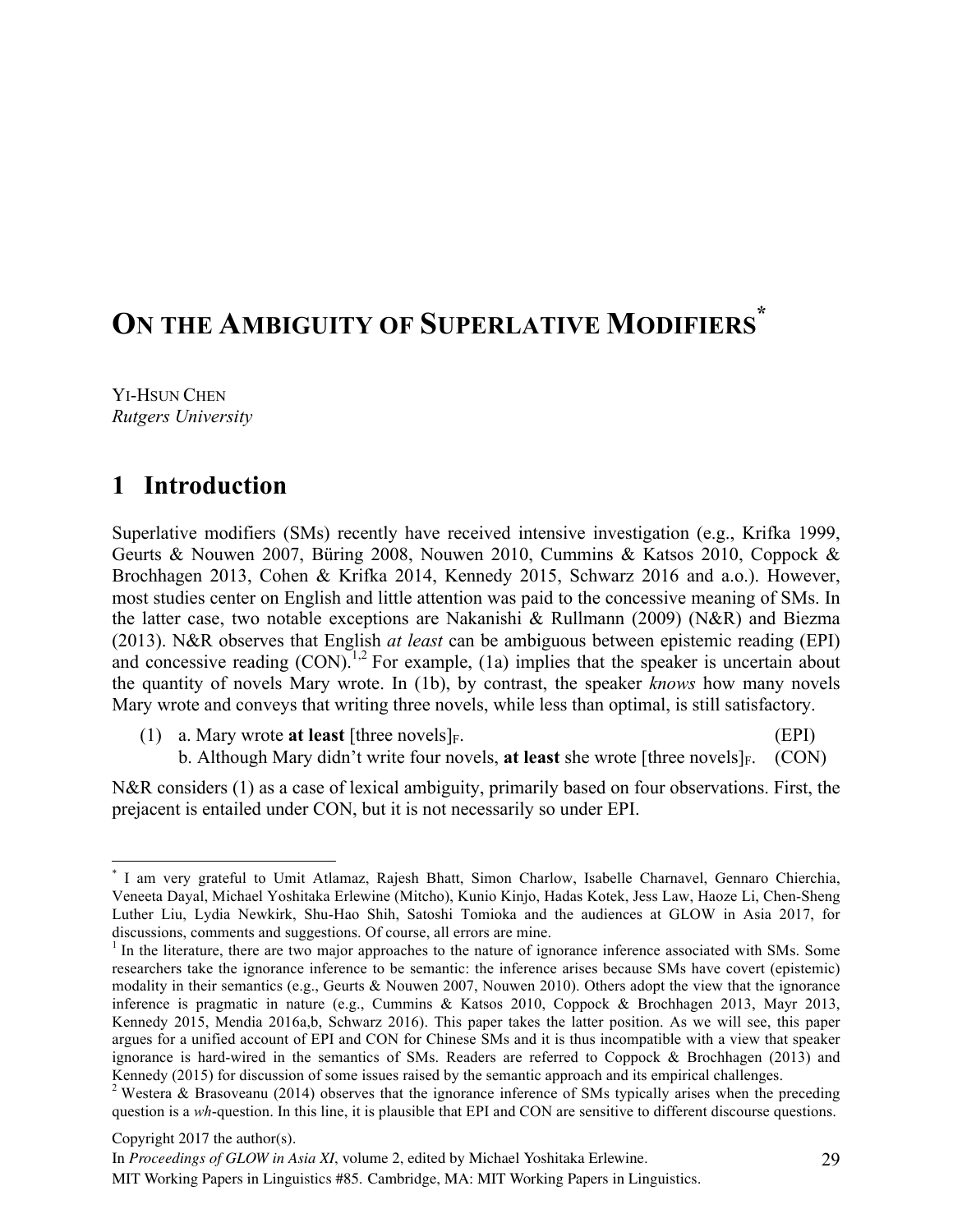# ON THE AMBIGUITY OF SUPERLATIVE MODIFIERS[*]

YI-HSUN CHEN
*Rutgers University*

## 1 Introduction

Superlative modifiers (SMs) recently have received intensive investigation (e.g., Krifka 1999, Geurts & Nouwen 2007, Büring 2008, Nouwen 2010, Cummins & Katsos 2010, Coppock & Brochhagen 2013, Cohen & Krifka 2014, Kennedy 2015, Schwarz 2016 and a.o.). However, most studies center on English and little attention was paid to the concessive meaning of SMs. In the latter case, two notable exceptions are Nakanishi & Rullmann (2009) (N&R) and Biezma (2013). N&R observes that English *at least* can be ambiguous between epistemic reading (EPI) and concessive reading (CON).[1,2] For example, (1a) implies that the speaker is uncertain about the quantity of novels Mary wrote. In (1b), by contrast, the speaker *knows* how many novels Mary wrote and conveys that writing three novels, while less than optimal, is still satisfactory.

(1) a. Mary wrote **at least** [three novels]$_F$. (EPI)
 b. Although Mary didn't write four novels, **at least** she wrote [three novels]$_F$. (CON)

N&R considers (1) as a case of lexical ambiguity, primarily based on four observations. First, the prejacent is entailed under CON, but it is not necessarily so under EPI.

---

[*] I am very grateful to Umit Atlamaz, Rajesh Bhatt, Simon Charlow, Isabelle Charnavel, Gennaro Chierchia, Veneeta Dayal, Michael Yoshitaka Erlewine (Mitcho), Kunio Kinjo, Hadas Kotek, Jess Law, Haoze Li, Chen-Sheng Luther Liu, Lydia Newkirk, Shu-Hao Shih, Satoshi Tomioka and the audiences at GLOW in Asia 2017, for discussions, comments and suggestions. Of course, all errors are mine.

[1] In the literature, there are two major approaches to the nature of ignorance inference associated with SMs. Some researchers take the ignorance inference to be semantic: the inference arises because SMs have covert (epistemic) modality in their semantics (e.g., Geurts & Nouwen 2007, Nouwen 2010). Others adopt the view that the ignorance inference is pragmatic in nature (e.g., Cummins & Katsos 2010, Coppock & Brochhagen 2013, Mayr 2013, Kennedy 2015, Mendia 2016a,b, Schwarz 2016). This paper takes the latter position. As we will see, this paper argues for a unified account of EPI and CON for Chinese SMs and it is thus incompatible with a view that speaker ignorance is hard-wired in the semantics of SMs. Readers are referred to Coppock & Brochhagen (2013) and Kennedy (2015) for discussion of some issues raised by the semantic approach and its empirical challenges.

[2] Westera & Brasoveanu (2014) observes that the ignorance inference of SMs typically arises when the preceding question is a *wh*-question. In this line, it is plausible that EPI and CON are sensitive to different discourse questions.

Copyright 2017 the author(s).
In *Proceedings of GLOW in Asia XI*, volume 2, edited by Michael Yoshitaka Erlewine.
MIT Working Papers in Linguistics #85. Cambridge, MA: MIT Working Papers in Linguistics.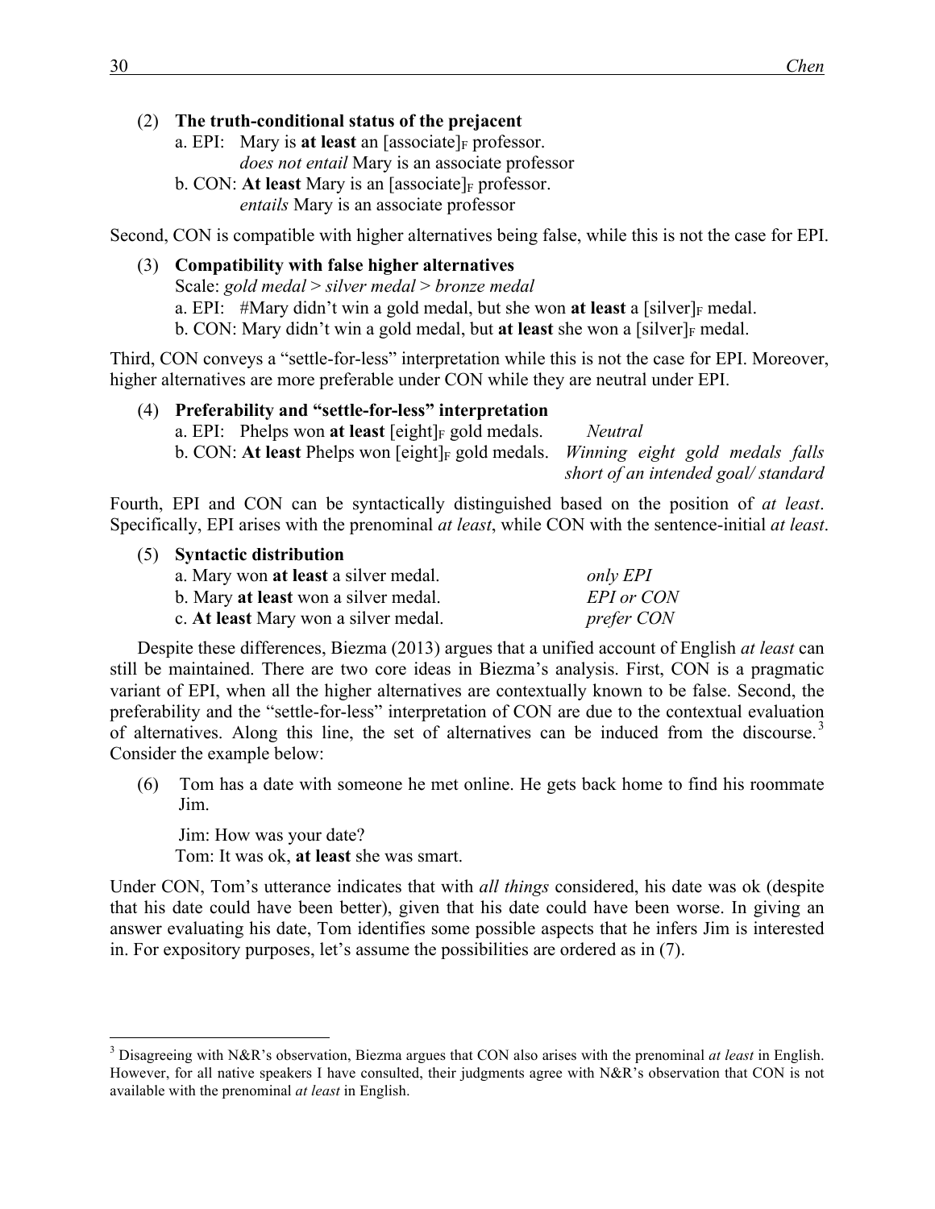(2) **The truth-conditional status of the prejacent**
   a. EPI: Mary is **at least** an [associate]$_F$ professor.
      *does not entail* Mary is an associate professor
   b. CON: **At least** Mary is an [associate]$_F$ professor.
      *entails* Mary is an associate professor

Second, CON is compatible with higher alternatives being false, while this is not the case for EPI.

(3) **Compatibility with false higher alternatives**
   Scale: *gold medal > silver medal > bronze medal*
   a. EPI: #Mary didn't win a gold medal, but she won **at least** a [silver]$_F$ medal.
   b. CON: Mary didn't win a gold medal, but **at least** she won a [silver]$_F$ medal.

Third, CON conveys a "settle-for-less" interpretation while this is not the case for EPI. Moreover, higher alternatives are more preferable under CON while they are neutral under EPI.

(4) **Preferability and "settle-for-less" interpretation**
   a. EPI: Phelps won **at least** [eight]$_F$ gold medals. — *Neutral*
   b. CON: **At least** Phelps won [eight]$_F$ gold medals. — *Winning eight gold medals falls short of an intended goal/ standard*

Fourth, EPI and CON can be syntactically distinguished based on the position of *at least*. Specifically, EPI arises with the prenominal *at least*, while CON with the sentence-initial *at least*.

(5) **Syntactic distribution**
   a. Mary won **at least** a silver medal. — *only EPI*
   b. Mary **at least** won a silver medal. — *EPI or CON*
   c. **At least** Mary won a silver medal. — *prefer CON*

Despite these differences, Biezma (2013) argues that a unified account of English *at least* can still be maintained. There are two core ideas in Biezma's analysis. First, CON is a pragmatic variant of EPI, when all the higher alternatives are contextually known to be false. Second, the preferability and the "settle-for-less" interpretation of CON are due to the contextual evaluation of alternatives. Along this line, the set of alternatives can be induced from the discourse.[3] Consider the example below:

(6) Tom has a date with someone he met online. He gets back home to find his roommate Jim.

   Jim: How was your date?
   Tom: It was ok, **at least** she was smart.

Under CON, Tom's utterance indicates that with *all things* considered, his date was ok (despite that his date could have been better), given that his date could have been worse. In giving an answer evaluating his date, Tom identifies some possible aspects that he infers Jim is interested in. For expository purposes, let's assume the possibilities are ordered as in (7).

[3] Disagreeing with N&R's observation, Biezma argues that CON also arises with the prenominal *at least* in English. However, for all native speakers I have consulted, their judgments agree with N&R's observation that CON is not available with the prenominal *at least* in English.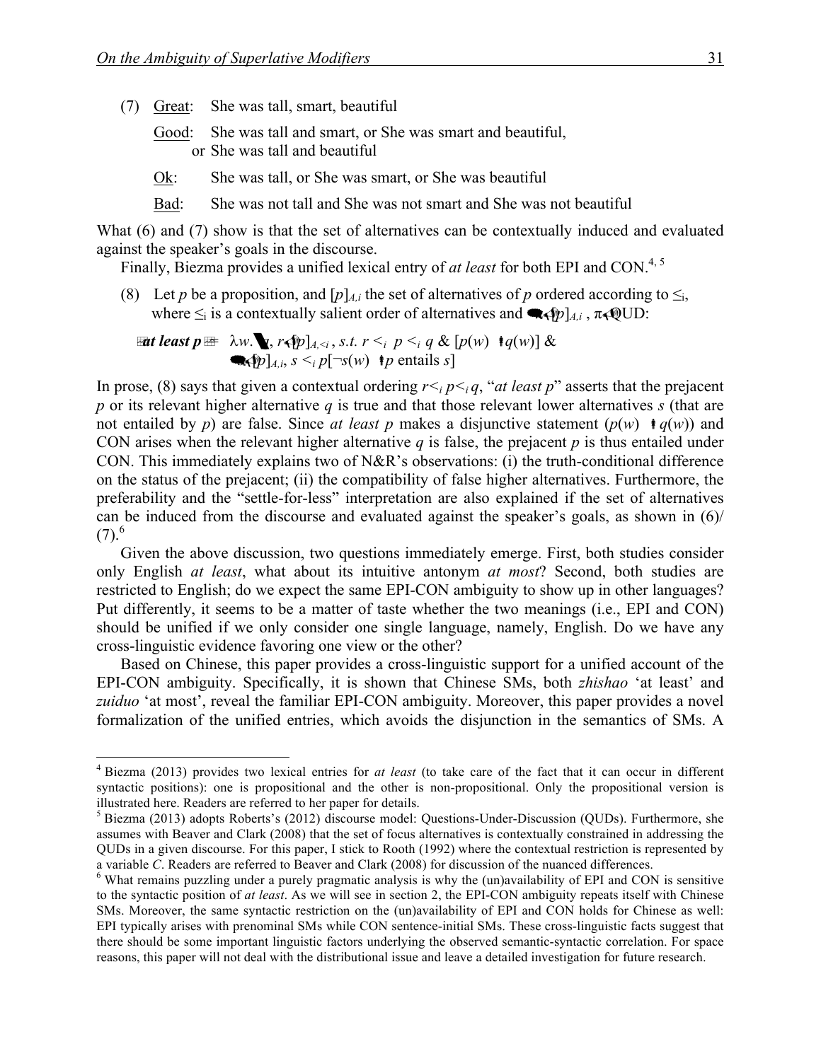(7) Great: She was tall, smart, beautiful

Good: She was tall and smart, or She was smart and beautiful, or She was tall and beautiful

Ok: She was tall, or She was smart, or She was beautiful

Bad: She was not tall and She was not smart and She was not beautiful

What (6) and (7) show is that the set of alternatives can be contextually induced and evaluated against the speaker's goals in the discourse.

Finally, Biezma provides a unified lexical entry of *at least* for both EPI and CON.[4, 5]

(8) Let $p$ be a proposition, and $[p]_{A,i}$ the set of alternatives of $p$ ordered according to $\leq_i$, where $\leq_i$ is a contextually salient order of alternatives and $\forall \in [p]_{A,i}$, $\pi \in$ QUD:

$$[\![\textit{at least } p]\!] = \lambda w. \exists q, r \in [p]_{A,<i}, \text{ s.t. } r <_i p <_i q \;\&\; [p(w) \vee q(w)] \;\&\; \forall s \in [p]_{A,i}, s <_i p[\neg s(w) \vee p \text{ entails } s]$$

In prose, (8) says that given a contextual ordering $r <_i p <_i q$, "*at least p*" asserts that the prejacent $p$ or its relevant higher alternative $q$ is true and that those relevant lower alternatives $s$ (that are not entailed by $p$) are false. Since *at least p* makes a disjunctive statement ($p(w) \vee q(w)$) and CON arises when the relevant higher alternative $q$ is false, the prejacent $p$ is thus entailed under CON. This immediately explains two of N&R's observations: (i) the truth-conditional difference on the status of the prejacent; (ii) the compatibility of false higher alternatives. Furthermore, the preferability and the "settle-for-less" interpretation are also explained if the set of alternatives can be induced from the discourse and evaluated against the speaker's goals, as shown in (6)/ (7).[6]

Given the above discussion, two questions immediately emerge. First, both studies consider only English *at least*, what about its intuitive antonym *at most*? Second, both studies are restricted to English; do we expect the same EPI-CON ambiguity to show up in other languages? Put differently, it seems to be a matter of taste whether the two meanings (i.e., EPI and CON) should be unified if we only consider one single language, namely, English. Do we have any cross-linguistic evidence favoring one view or the other?

Based on Chinese, this paper provides a cross-linguistic support for a unified account of the EPI-CON ambiguity. Specifically, it is shown that Chinese SMs, both *zhishao* 'at least' and *zuiduo* 'at most', reveal the familiar EPI-CON ambiguity. Moreover, this paper provides a novel formalization of the unified entries, which avoids the disjunction in the semantics of SMs. A

---

[4] Biezma (2013) provides two lexical entries for *at least* (to take care of the fact that it can occur in different syntactic positions): one is propositional and the other is non-propositional. Only the propositional version is illustrated here. Readers are referred to her paper for details.

[5] Biezma (2013) adopts Roberts's (2012) discourse model: Questions-Under-Discussion (QUDs). Furthermore, she assumes with Beaver and Clark (2008) that the set of focus alternatives is contextually constrained in addressing the QUDs in a given discourse. For this paper, I stick to Rooth (1992) where the contextual restriction is represented by a variable $C$. Readers are referred to Beaver and Clark (2008) for discussion of the nuanced differences.

[6] What remains puzzling under a purely pragmatic analysis is why the (un)availability of EPI and CON is sensitive to the syntactic position of *at least*. As we will see in section 2, the EPI-CON ambiguity repeats itself with Chinese SMs. Moreover, the same syntactic restriction on the (un)availability of EPI and CON holds for Chinese as well: EPI typically arises with prenominal SMs while CON sentence-initial SMs. These cross-linguistic facts suggest that there should be some important linguistic factors underlying the observed semantic-syntactic correlation. For space reasons, this paper will not deal with the distributional issue and leave a detailed investigation for future research.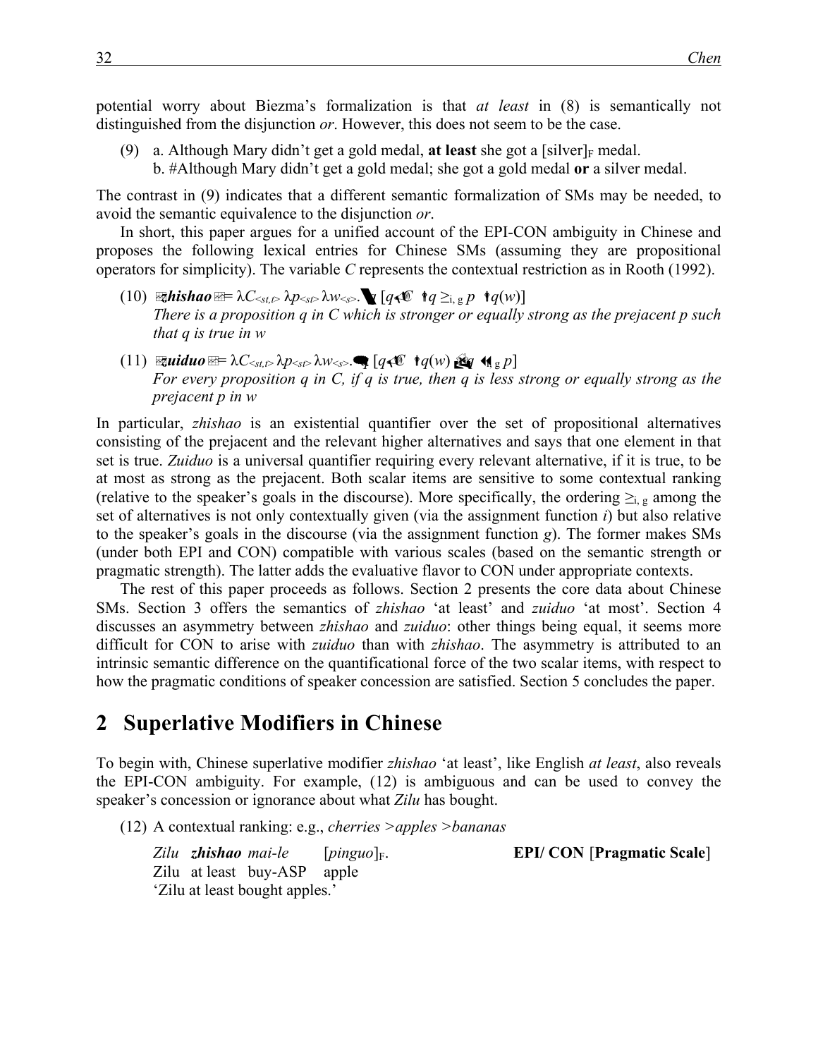potential worry about Biezma's formalization is that *at least* in (8) is semantically not distinguished from the disjunction *or*. However, this does not seem to be the case.

(9) a. Although Mary didn't get a gold medal, **at least** she got a [silver]$_F$ medal.
    b. #Although Mary didn't get a gold medal; she got a gold medal **or** a silver medal.

The contrast in (9) indicates that a different semantic formalization of SMs may be needed, to avoid the semantic equivalence to the disjunction *or*.

In short, this paper argues for a unified account of the EPI-CON ambiguity in Chinese and proposes the following lexical entries for Chinese SMs (assuming they are propositional operators for simplicity). The variable *C* represents the contextual restriction as in Rooth (1992).

(10) $[\![$***zhishao***$]\!] = \lambda C_{<st,t>}\, \lambda p_{<st>}\, \lambda w_{<s>}. \exists q\, [q \in C \wedge q \geq_{i,\,g} p \wedge q(w)]$
*There is a proposition q in C which is stronger or equally strong as the prejacent p such that q is true in w*

(11) $[\![$***zuiduo***$]\!] = \lambda C_{<st,t>}\, \lambda p_{<st>}\, \lambda w_{<s>}. \forall q\, [q \in C \wedge q(w) \rightarrow q \leq_{i,\,g} p]$
*For every proposition q in C, if q is true, then q is less strong or equally strong as the prejacent p in w*

In particular, *zhishao* is an existential quantifier over the set of propositional alternatives consisting of the prejacent and the relevant higher alternatives and says that one element in that set is true. *Zuiduo* is a universal quantifier requiring every relevant alternative, if it is true, to be at most as strong as the prejacent. Both scalar items are sensitive to some contextual ranking (relative to the speaker's goals in the discourse). More specifically, the ordering $\geq_{i,\,g}$ among the set of alternatives is not only contextually given (via the assignment function *i*) but also relative to the speaker's goals in the discourse (via the assignment function *g*). The former makes SMs (under both EPI and CON) compatible with various scales (based on the semantic strength or pragmatic strength). The latter adds the evaluative flavor to CON under appropriate contexts.

The rest of this paper proceeds as follows. Section 2 presents the core data about Chinese SMs. Section 3 offers the semantics of *zhishao* 'at least' and *zuiduo* 'at most'. Section 4 discusses an asymmetry between *zhishao* and *zuiduo*: other things being equal, it seems more difficult for CON to arise with *zuiduo* than with *zhishao*. The asymmetry is attributed to an intrinsic semantic difference on the quantificational force of the two scalar items, with respect to how the pragmatic conditions of speaker concession are satisfied. Section 5 concludes the paper.

## 2 Superlative Modifiers in Chinese

To begin with, Chinese superlative modifier *zhishao* 'at least', like English *at least*, also reveals the EPI-CON ambiguity. For example, (12) is ambiguous and can be used to convey the speaker's concession or ignorance about what *Zilu* has bought.

(12) A contextual ranking: e.g., *cherries >apples >bananas*

*Zilu* ***zhishao*** *mai-le* [*pinguo*]$_F$. **EPI/ CON** [**Pragmatic Scale**]
Zilu at least buy-ASP apple
'Zilu at least bought apples.'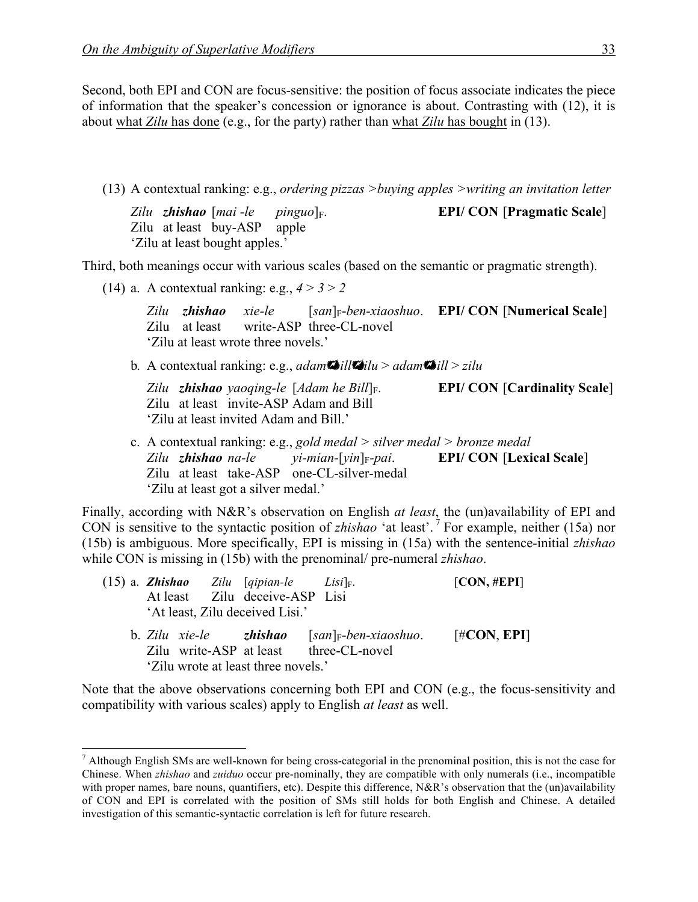Second, both EPI and CON are focus-sensitive: the position of focus associate indicates the piece of information that the speaker's concession or ignorance is about. Contrasting with (12), it is about <u>what *Zilu* has done</u> (e.g., for the party) rather than <u>what *Zilu* has bought</u> in (13).

(13) A contextual ranking: e.g., *ordering pizzas >buying apples >writing an invitation letter*

*Zilu* ***zhishao*** [*mai -le pinguo*]$_F$. **EPI/ CON** [**Pragmatic Scale**]
Zilu at least buy-ASP apple
'Zilu at least bought apples.'

Third, both meanings occur with various scales (based on the semantic or pragmatic strength).

(14) a. A contextual ranking: e.g., *4 > 3 > 2*

*Zilu* ***zhishao*** *xie-le* [*san*]$_F$-*ben-xiaoshuo*. **EPI/ CON** [**Numerical Scale**]
Zilu at least write-ASP three-CL-novel
'Zilu at least wrote three novels.'

b. A contextual ranking: e.g., *adam⊕bill⊕zilu > adam⊕bill > zilu*

*Zilu* ***zhishao*** *yaoqing-le* [*Adam he Bill*]$_F$. **EPI/ CON** [**Cardinality Scale**]
Zilu at least invite-ASP Adam and Bill
'Zilu at least invited Adam and Bill.'

c. A contextual ranking: e.g., *gold medal > silver medal > bronze medal*
*Zilu* ***zhishao*** *na-le yi-mian-*[*yin*]$_F$-*pai*. **EPI/ CON** [**Lexical Scale**]
Zilu at least take-ASP one-CL-silver-medal
'Zilu at least got a silver medal.'

Finally, according with N&R's observation on English *at least*, the (un)availability of EPI and CON is sensitive to the syntactic position of *zhishao* 'at least'.[7] For example, neither (15a) nor (15b) is ambiguous. More specifically, EPI is missing in (15a) with the sentence-initial *zhishao* while CON is missing in (15b) with the prenominal/ pre-numeral *zhishao*.

(15) a. ***Zhishao*** *Zilu* [*qipian-le Lisi*]$_F$. [**CON, #EPI**]
At least Zilu deceive-ASP Lisi
'At least, Zilu deceived Lisi.'

b. *Zilu xie-le* ***zhishao*** [*san*]$_F$-*ben-xiaoshuo*. [#**CON**, **EPI**]
Zilu write-ASP at least three-CL-novel
'Zilu wrote at least three novels.'

Note that the above observations concerning both EPI and CON (e.g., the focus-sensitivity and compatibility with various scales) apply to English *at least* as well.

---

[7] Although English SMs are well-known for being cross-categorial in the prenominal position, this is not the case for Chinese. When *zhishao* and *zuiduo* occur pre-nominally, they are compatible with only numerals (i.e., incompatible with proper names, bare nouns, quantifiers, etc). Despite this difference, N&R's observation that the (un)availability of CON and EPI is correlated with the position of SMs still holds for both English and Chinese. A detailed investigation of this semantic-syntactic correlation is left for future research.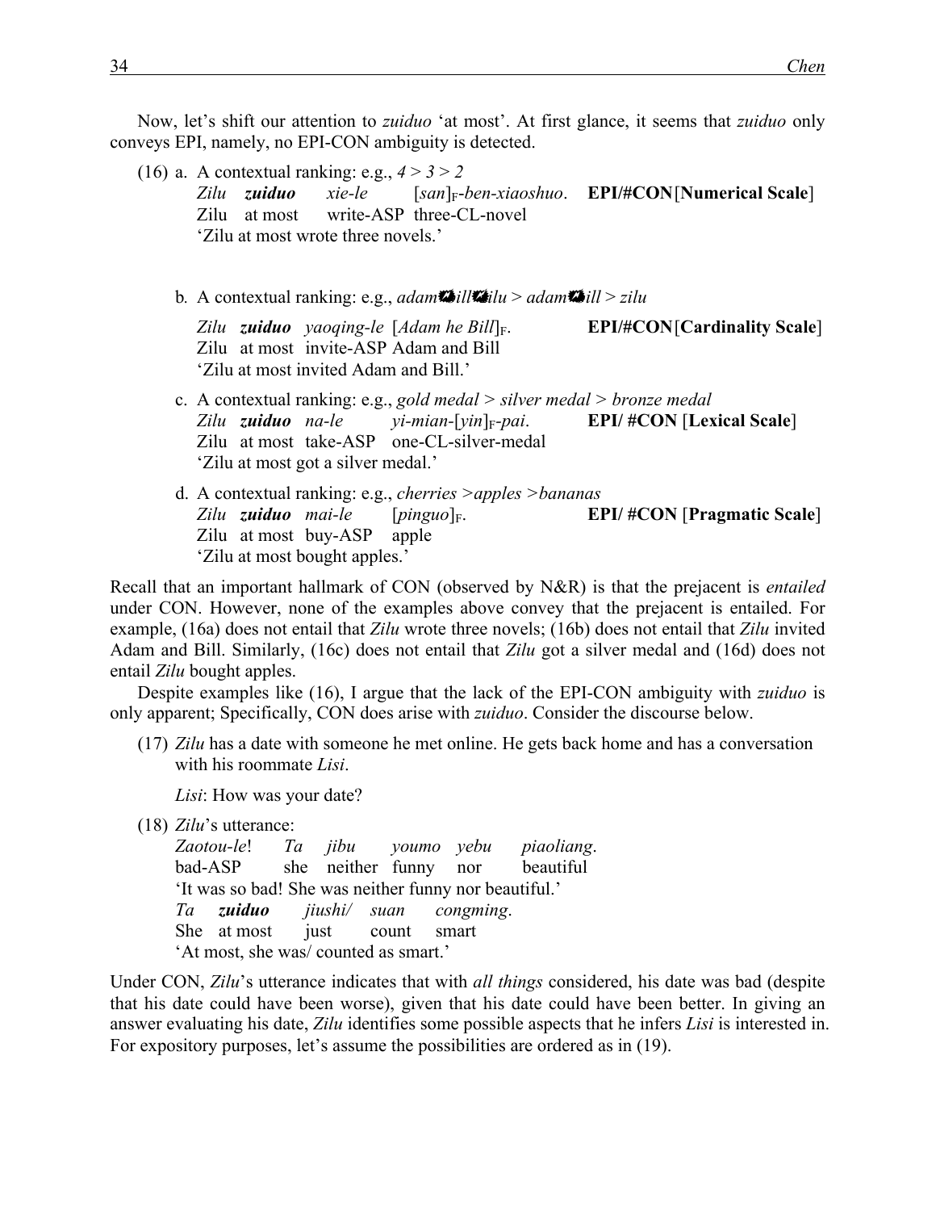Now, let's shift our attention to *zuiduo* 'at most'. At first glance, it seems that *zuiduo* only conveys EPI, namely, no EPI-CON ambiguity is detected.

(16) a. A contextual ranking: e.g., *4 > 3 > 2*

*Zilu* ***zuiduo*** *xie-le* [*san*]$_F$-*ben-xiaoshuo*. **EPI/#CON[Numerical Scale]**
Zilu at most write-ASP three-CL-novel
'Zilu at most wrote three novels.'

b. A contextual ranking: e.g., *adam⊕bill⊕zilu > adam⊕bill > zilu*

*Zilu* ***zuiduo*** *yaoqing-le* [*Adam he Bill*]$_F$. **EPI/#CON[Cardinality Scale]**
Zilu at most invite-ASP Adam and Bill
'Zilu at most invited Adam and Bill.'

c. A contextual ranking: e.g., *gold medal > silver medal > bronze medal*

*Zilu* ***zuiduo*** *na-le* *yi-mian-*[*yin*]$_F$-*pai*. **EPI/ #CON [Lexical Scale]**
Zilu at most take-ASP one-CL-silver-medal
'Zilu at most got a silver medal.'

d. A contextual ranking: e.g., *cherries >apples >bananas*

*Zilu* ***zuiduo*** *mai-le* [*pinguo*]$_F$. **EPI/ #CON [Pragmatic Scale]**
Zilu at most buy-ASP apple
'Zilu at most bought apples.'

Recall that an important hallmark of CON (observed by N&R) is that the prejacent is *entailed* under CON. However, none of the examples above convey that the prejacent is entailed. For example, (16a) does not entail that *Zilu* wrote three novels; (16b) does not entail that *Zilu* invited Adam and Bill. Similarly, (16c) does not entail that *Zilu* got a silver medal and (16d) does not entail *Zilu* bought apples.

Despite examples like (16), I argue that the lack of the EPI-CON ambiguity with *zuiduo* is only apparent; Specifically, CON does arise with *zuiduo*. Consider the discourse below.

(17) *Zilu* has a date with someone he met online. He gets back home and has a conversation with his roommate *Lisi*.

*Lisi*: How was your date?

(18) *Zilu*'s utterance:

*Zaotou-le*! *Ta* *jibu* *youmo* *yebu* *piaoliang*.
bad-ASP she neither funny nor beautiful
'It was so bad! She was neither funny nor beautiful.'

*Ta* ***zuiduo*** *jiushi/* *suan* *congming*.
She at most just count smart
'At most, she was/ counted as smart.'

Under CON, *Zilu*'s utterance indicates that with *all things* considered, his date was bad (despite that his date could have been worse), given that his date could have been better. In giving an answer evaluating his date, *Zilu* identifies some possible aspects that he infers *Lisi* is interested in. For expository purposes, let's assume the possibilities are ordered as in (19).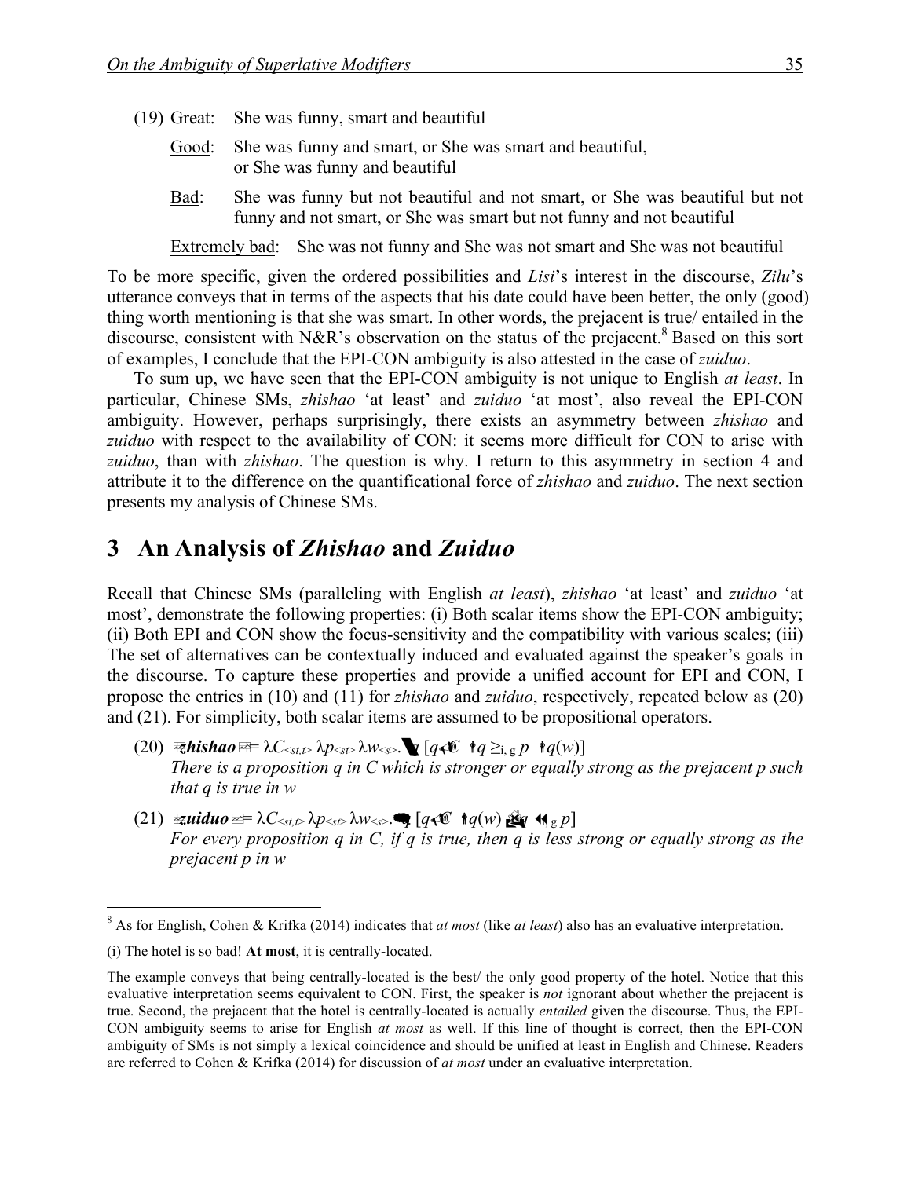(19) Great: She was funny, smart and beautiful

Good: She was funny and smart, or She was smart and beautiful, or She was funny and beautiful

Bad: She was funny but not beautiful and not smart, or She was beautiful but not funny and not smart, or She was smart but not funny and not beautiful

Extremely bad: She was not funny and She was not smart and She was not beautiful

To be more specific, given the ordered possibilities and *Lisi*'s interest in the discourse, *Zilu*'s utterance conveys that in terms of the aspects that his date could have been better, the only (good) thing worth mentioning is that she was smart. In other words, the prejacent is true/ entailed in the discourse, consistent with N&R's observation on the status of the prejacent.[8] Based on this sort of examples, I conclude that the EPI-CON ambiguity is also attested in the case of *zuiduo*.

To sum up, we have seen that the EPI-CON ambiguity is not unique to English *at least*. In particular, Chinese SMs, *zhishao* 'at least' and *zuiduo* 'at most', also reveal the EPI-CON ambiguity. However, perhaps surprisingly, there exists an asymmetry between *zhishao* and *zuiduo* with respect to the availability of CON: it seems more difficult for CON to arise with *zuiduo*, than with *zhishao*. The question is why. I return to this asymmetry in section 4 and attribute it to the difference on the quantificational force of *zhishao* and *zuiduo*. The next section presents my analysis of Chinese SMs.

# 3 An Analysis of *Zhishao* and *Zuiduo*

Recall that Chinese SMs (paralleling with English *at least*), *zhishao* 'at least' and *zuiduo* 'at most', demonstrate the following properties: (i) Both scalar items show the EPI-CON ambiguity; (ii) Both EPI and CON show the focus-sensitivity and the compatibility with various scales; (iii) The set of alternatives can be contextually induced and evaluated against the speaker's goals in the discourse. To capture these properties and provide a unified account for EPI and CON, I propose the entries in (10) and (11) for *zhishao* and *zuiduo*, respectively, repeated below as (20) and (21). For simplicity, both scalar items are assumed to be propositional operators.

(20) $[\![\textit{zhishao}]\!] = \lambda C_{<st,t>}\, \lambda p_{<st>}\, \lambda w_{<s>}.\exists q\, [q \in C \wedge q \geq_{i,\,g} p \wedge q(w)]$
*There is a proposition q in C which is stronger or equally strong as the prejacent p such that q is true in w*

(21) $[\![\textit{zuiduo}]\!] = \lambda C_{<st,t>}\, \lambda p_{<st>}\, \lambda w_{<s>}.\forall q\, [q \in C \wedge q(w) \rightarrow q \leq_{i,\,g} p]$
*For every proposition q in C, if q is true, then q is less strong or equally strong as the prejacent p in w*

---

[8] As for English, Cohen & Krifka (2014) indicates that *at most* (like *at least*) also has an evaluative interpretation.

(i) The hotel is so bad! **At most**, it is centrally-located.

The example conveys that being centrally-located is the best/ the only good property of the hotel. Notice that this evaluative interpretation seems equivalent to CON. First, the speaker is *not* ignorant about whether the prejacent is true. Second, the prejacent that the hotel is centrally-located is actually *entailed* given the discourse. Thus, the EPI-CON ambiguity seems to arise for English *at most* as well. If this line of thought is correct, then the EPI-CON ambiguity of SMs is not simply a lexical coincidence and should be unified at least in English and Chinese. Readers are referred to Cohen & Krifka (2014) for discussion of *at most* under an evaluative interpretation.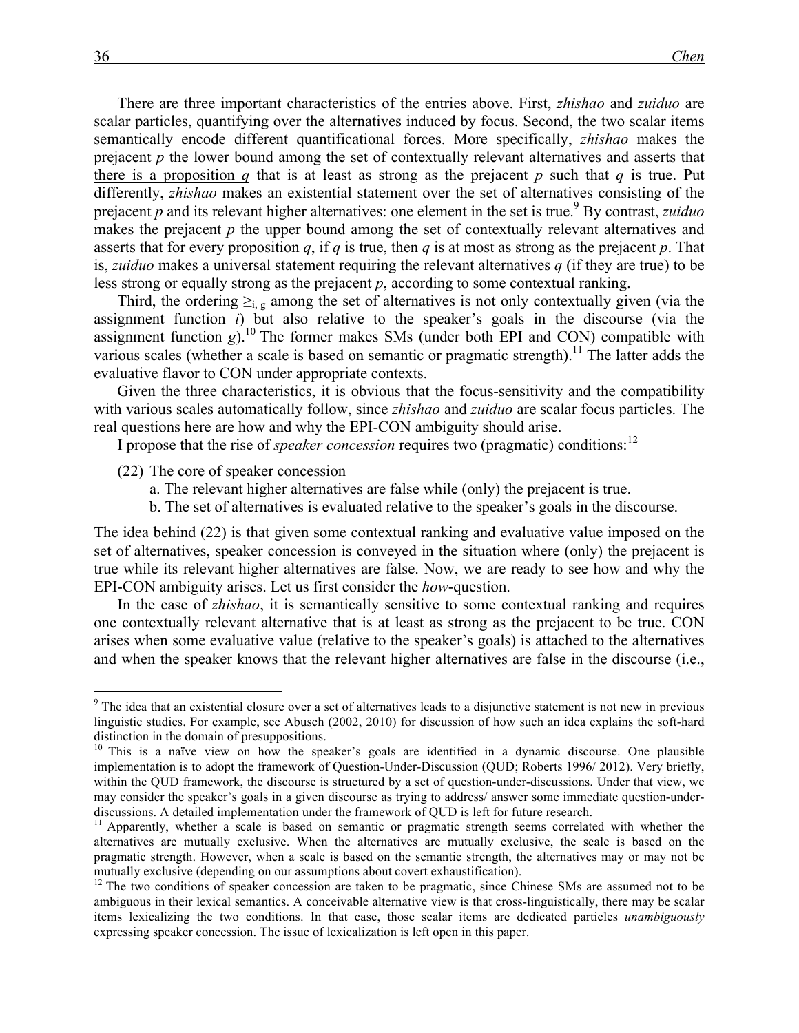There are three important characteristics of the entries above. First, *zhishao* and *zuiduo* are scalar particles, quantifying over the alternatives induced by focus. Second, the two scalar items semantically encode different quantificational forces. More specifically, *zhishao* makes the prejacent *p* the lower bound among the set of contextually relevant alternatives and asserts that there is a proposition *q* that is at least as strong as the prejacent *p* such that *q* is true. Put differently, *zhishao* makes an existential statement over the set of alternatives consisting of the prejacent *p* and its relevant higher alternatives: one element in the set is true.[9] By contrast, *zuiduo* makes the prejacent *p* the upper bound among the set of contextually relevant alternatives and asserts that for every proposition *q*, if *q* is true, then *q* is at most as strong as the prejacent *p*. That is, *zuiduo* makes a universal statement requiring the relevant alternatives *q* (if they are true) to be less strong or equally strong as the prejacent *p*, according to some contextual ranking.

Third, the ordering $\geq_{i,\,g}$ among the set of alternatives is not only contextually given (via the assignment function *i*) but also relative to the speaker's goals in the discourse (via the assignment function *g*).[10] The former makes SMs (under both EPI and CON) compatible with various scales (whether a scale is based on semantic or pragmatic strength).[11] The latter adds the evaluative flavor to CON under appropriate contexts.

Given the three characteristics, it is obvious that the focus-sensitivity and the compatibility with various scales automatically follow, since *zhishao* and *zuiduo* are scalar focus particles. The real questions here are how and why the EPI-CON ambiguity should arise.

I propose that the rise of *speaker concession* requires two (pragmatic) conditions:[12]

(22) The core of speaker concession
  a. The relevant higher alternatives are false while (only) the prejacent is true.
  b. The set of alternatives is evaluated relative to the speaker's goals in the discourse.

The idea behind (22) is that given some contextual ranking and evaluative value imposed on the set of alternatives, speaker concession is conveyed in the situation where (only) the prejacent is true while its relevant higher alternatives are false. Now, we are ready to see how and why the EPI-CON ambiguity arises. Let us first consider the *how*-question.

In the case of *zhishao*, it is semantically sensitive to some contextual ranking and requires one contextually relevant alternative that is at least as strong as the prejacent to be true. CON arises when some evaluative value (relative to the speaker's goals) is attached to the alternatives and when the speaker knows that the relevant higher alternatives are false in the discourse (i.e.,

---

[9] The idea that an existential closure over a set of alternatives leads to a disjunctive statement is not new in previous linguistic studies. For example, see Abusch (2002, 2010) for discussion of how such an idea explains the soft-hard distinction in the domain of presuppositions.

[10] This is a naïve view on how the speaker's goals are identified in a dynamic discourse. One plausible implementation is to adopt the framework of Question-Under-Discussion (QUD; Roberts 1996/ 2012). Very briefly, within the QUD framework, the discourse is structured by a set of question-under-discussions. Under that view, we may consider the speaker's goals in a given discourse as trying to address/ answer some immediate question-under-discussions. A detailed implementation under the framework of QUD is left for future research.

[11] Apparently, whether a scale is based on semantic or pragmatic strength seems correlated with whether the alternatives are mutually exclusive. When the alternatives are mutually exclusive, the scale is based on the pragmatic strength. However, when a scale is based on the semantic strength, the alternatives may or may not be mutually exclusive (depending on our assumptions about covert exhaustification).

[12] The two conditions of speaker concession are taken to be pragmatic, since Chinese SMs are assumed not to be ambiguous in their lexical semantics. A conceivable alternative view is that cross-linguistically, there may be scalar items lexicalizing the two conditions. In that case, those scalar items are dedicated particles *unambiguously* expressing speaker concession. The issue of lexicalization is left open in this paper.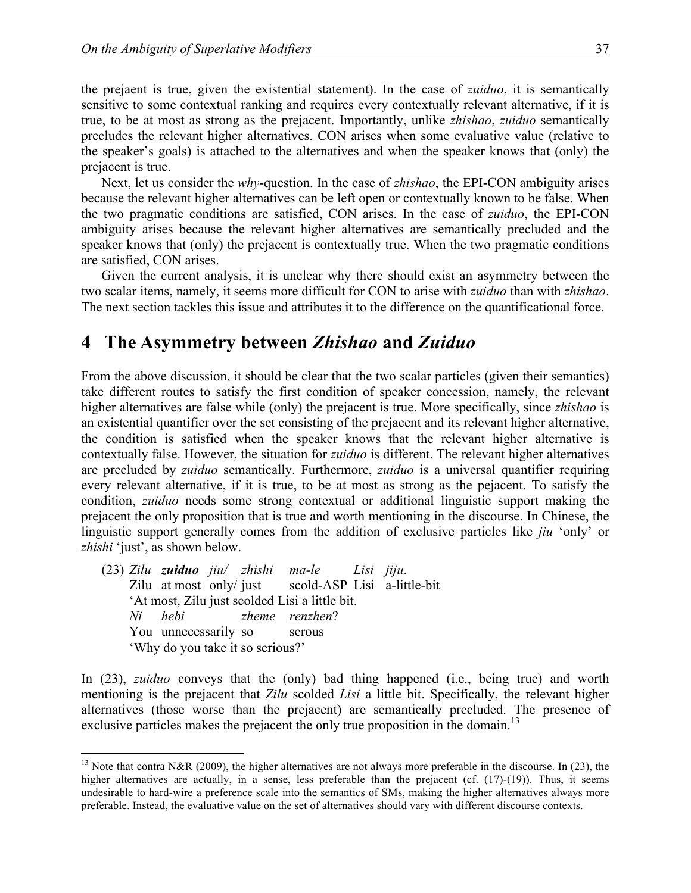the prejaent is true, given the existential statement). In the case of *zuiduo*, it is semantically sensitive to some contextual ranking and requires every contextually relevant alternative, if it is true, to be at most as strong as the prejacent. Importantly, unlike *zhishao*, *zuiduo* semantically precludes the relevant higher alternatives. CON arises when some evaluative value (relative to the speaker's goals) is attached to the alternatives and when the speaker knows that (only) the prejacent is true.

Next, let us consider the *why*-question. In the case of *zhishao*, the EPI-CON ambiguity arises because the relevant higher alternatives can be left open or contextually known to be false. When the two pragmatic conditions are satisfied, CON arises. In the case of *zuiduo*, the EPI-CON ambiguity arises because the relevant higher alternatives are semantically precluded and the speaker knows that (only) the prejacent is contextually true. When the two pragmatic conditions are satisfied, CON arises.

Given the current analysis, it is unclear why there should exist an asymmetry between the two scalar items, namely, it seems more difficult for CON to arise with *zuiduo* than with *zhishao*. The next section tackles this issue and attributes it to the difference on the quantificational force.

# 4 The Asymmetry between *Zhishao* and *Zuiduo*

From the above discussion, it should be clear that the two scalar particles (given their semantics) take different routes to satisfy the first condition of speaker concession, namely, the relevant higher alternatives are false while (only) the prejacent is true. More specifically, since *zhishao* is an existential quantifier over the set consisting of the prejacent and its relevant higher alternative, the condition is satisfied when the speaker knows that the relevant higher alternative is contextually false. However, the situation for *zuiduo* is different. The relevant higher alternatives are precluded by *zuiduo* semantically. Furthermore, *zuiduo* is a universal quantifier requiring every relevant alternative, if it is true, to be at most as strong as the pejacent. To satisfy the condition, *zuiduo* needs some strong contextual or additional linguistic support making the prejacent the only proposition that is true and worth mentioning in the discourse. In Chinese, the linguistic support generally comes from the addition of exclusive particles like *jiu* 'only' or *zhishi* 'just', as shown below.

(23) *Zilu* ***zuiduo*** *jiu/ zhishi ma-le Lisi jiju*.
Zilu at most only/ just scold-ASP Lisi a-little-bit
'At most, Zilu just scolded Lisi a little bit.
*Ni hebi zheme renzhen*?
You unnecessarily so serous
'Why do you take it so serious?'

In (23), *zuiduo* conveys that the (only) bad thing happened (i.e., being true) and worth mentioning is the prejacent that *Zilu* scolded *Lisi* a little bit. Specifically, the relevant higher alternatives (those worse than the prejacent) are semantically precluded. The presence of exclusive particles makes the prejacent the only true proposition in the domain.[13]

[13] Note that contra N&R (2009), the higher alternatives are not always more preferable in the discourse. In (23), the higher alternatives are actually, in a sense, less preferable than the prejacent (cf. (17)-(19)). Thus, it seems undesirable to hard-wire a preference scale into the semantics of SMs, making the higher alternatives always more preferable. Instead, the evaluative value on the set of alternatives should vary with different discourse contexts.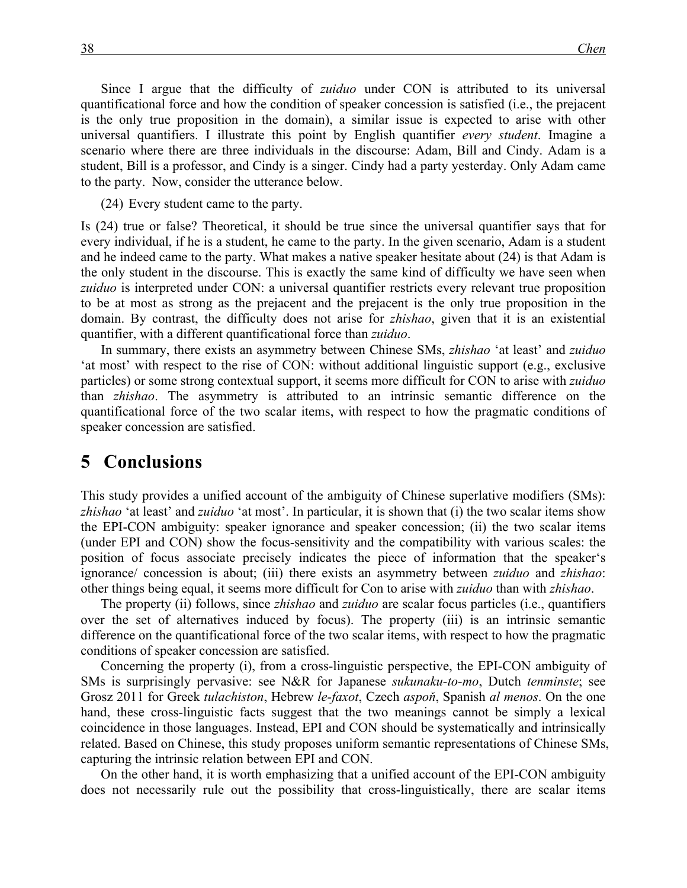Since I argue that the difficulty of *zuiduo* under CON is attributed to its universal quantificational force and how the condition of speaker concession is satisfied (i.e., the prejacent is the only true proposition in the domain), a similar issue is expected to arise with other universal quantifiers. I illustrate this point by English quantifier *every student*. Imagine a scenario where there are three individuals in the discourse: Adam, Bill and Cindy. Adam is a student, Bill is a professor, and Cindy is a singer. Cindy had a party yesterday. Only Adam came to the party. Now, consider the utterance below.

(24) Every student came to the party.

Is (24) true or false? Theoretical, it should be true since the universal quantifier says that for every individual, if he is a student, he came to the party. In the given scenario, Adam is a student and he indeed came to the party. What makes a native speaker hesitate about (24) is that Adam is the only student in the discourse. This is exactly the same kind of difficulty we have seen when *zuiduo* is interpreted under CON: a universal quantifier restricts every relevant true proposition to be at most as strong as the prejacent and the prejacent is the only true proposition in the domain. By contrast, the difficulty does not arise for *zhishao*, given that it is an existential quantifier, with a different quantificational force than *zuiduo*.

In summary, there exists an asymmetry between Chinese SMs, *zhishao* 'at least' and *zuiduo* 'at most' with respect to the rise of CON: without additional linguistic support (e.g., exclusive particles) or some strong contextual support, it seems more difficult for CON to arise with *zuiduo* than *zhishao*. The asymmetry is attributed to an intrinsic semantic difference on the quantificational force of the two scalar items, with respect to how the pragmatic conditions of speaker concession are satisfied.

# 5 Conclusions

This study provides a unified account of the ambiguity of Chinese superlative modifiers (SMs): *zhishao* 'at least' and *zuiduo* 'at most'. In particular, it is shown that (i) the two scalar items show the EPI-CON ambiguity: speaker ignorance and speaker concession; (ii) the two scalar items (under EPI and CON) show the focus-sensitivity and the compatibility with various scales: the position of focus associate precisely indicates the piece of information that the speaker's ignorance/ concession is about; (iii) there exists an asymmetry between *zuiduo* and *zhishao*: other things being equal, it seems more difficult for Con to arise with *zuiduo* than with *zhishao*.

The property (ii) follows, since *zhishao* and *zuiduo* are scalar focus particles (i.e., quantifiers over the set of alternatives induced by focus). The property (iii) is an intrinsic semantic difference on the quantificational force of the two scalar items, with respect to how the pragmatic conditions of speaker concession are satisfied.

Concerning the property (i), from a cross-linguistic perspective, the EPI-CON ambiguity of SMs is surprisingly pervasive: see N&R for Japanese *sukunaku-to-mo*, Dutch *tenminste*; see Grosz 2011 for Greek *tulachiston*, Hebrew *le-faxot*, Czech *aspoň*, Spanish *al menos*. On the one hand, these cross-linguistic facts suggest that the two meanings cannot be simply a lexical coincidence in those languages. Instead, EPI and CON should be systematically and intrinsically related. Based on Chinese, this study proposes uniform semantic representations of Chinese SMs, capturing the intrinsic relation between EPI and CON.

On the other hand, it is worth emphasizing that a unified account of the EPI-CON ambiguity does not necessarily rule out the possibility that cross-linguistically, there are scalar items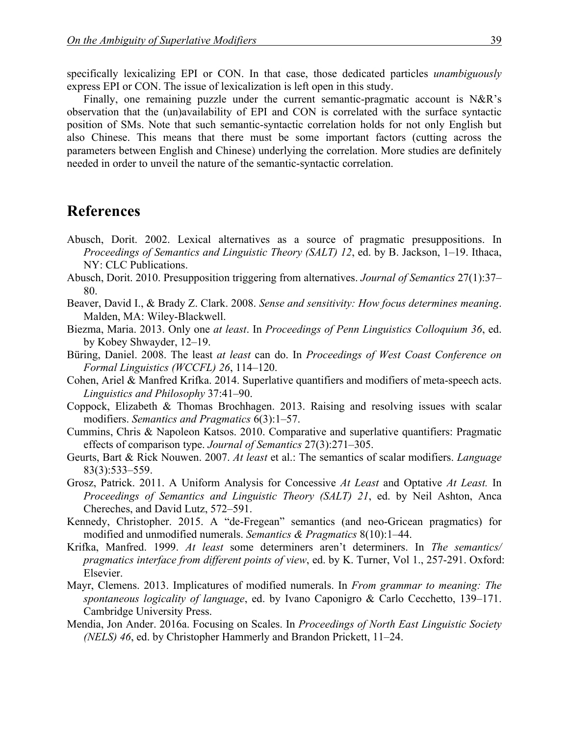specifically lexicalizing EPI or CON. In that case, those dedicated particles *unambiguously* express EPI or CON. The issue of lexicalization is left open in this study.

Finally, one remaining puzzle under the current semantic-pragmatic account is N&R's observation that the (un)availability of EPI and CON is correlated with the surface syntactic position of SMs. Note that such semantic-syntactic correlation holds for not only English but also Chinese. This means that there must be some important factors (cutting across the parameters between English and Chinese) underlying the correlation. More studies are definitely needed in order to unveil the nature of the semantic-syntactic correlation.

## References

Abusch, Dorit. 2002. Lexical alternatives as a source of pragmatic presuppositions. In *Proceedings of Semantics and Linguistic Theory (SALT) 12*, ed. by B. Jackson, 1–19. Ithaca, NY: CLC Publications.

Abusch, Dorit. 2010. Presupposition triggering from alternatives. *Journal of Semantics* 27(1):37–80.

Beaver, David I., & Brady Z. Clark. 2008. *Sense and sensitivity: How focus determines meaning*. Malden, MA: Wiley-Blackwell.

Biezma, Maria. 2013. Only one *at least*. In *Proceedings of Penn Linguistics Colloquium 36*, ed. by Kobey Shwayder, 12–19.

Büring, Daniel. 2008. The least *at least* can do. In *Proceedings of West Coast Conference on Formal Linguistics (WCCFL) 26*, 114–120.

Cohen, Ariel & Manfred Krifka. 2014. Superlative quantifiers and modifiers of meta-speech acts. *Linguistics and Philosophy* 37:41–90.

Coppock, Elizabeth & Thomas Brochhagen. 2013. Raising and resolving issues with scalar modifiers. *Semantics and Pragmatics* 6(3):1–57.

Cummins, Chris & Napoleon Katsos. 2010. Comparative and superlative quantifiers: Pragmatic effects of comparison type. *Journal of Semantics* 27(3):271–305.

Geurts, Bart & Rick Nouwen. 2007. *At least* et al.: The semantics of scalar modifiers. *Language* 83(3):533–559.

Grosz, Patrick. 2011. A Uniform Analysis for Concessive *At Least* and Optative *At Least.* In *Proceedings of Semantics and Linguistic Theory (SALT) 21*, ed. by Neil Ashton, Anca Chereches, and David Lutz, 572–591.

Kennedy, Christopher. 2015. A "de-Fregean" semantics (and neo-Gricean pragmatics) for modified and unmodified numerals. *Semantics & Pragmatics* 8(10):1–44.

Krifka, Manfred. 1999. *At least* some determiners aren't determiners. In *The semantics/pragmatics interface from different points of view*, ed. by K. Turner, Vol 1., 257-291. Oxford: Elsevier.

Mayr, Clemens. 2013. Implicatures of modified numerals. In *From grammar to meaning: The spontaneous logicality of language*, ed. by Ivano Caponigro & Carlo Cecchetto, 139–171. Cambridge University Press.

Mendia, Jon Ander. 2016a. Focusing on Scales. In *Proceedings of North East Linguistic Society (NELS) 46*, ed. by Christopher Hammerly and Brandon Prickett, 11–24.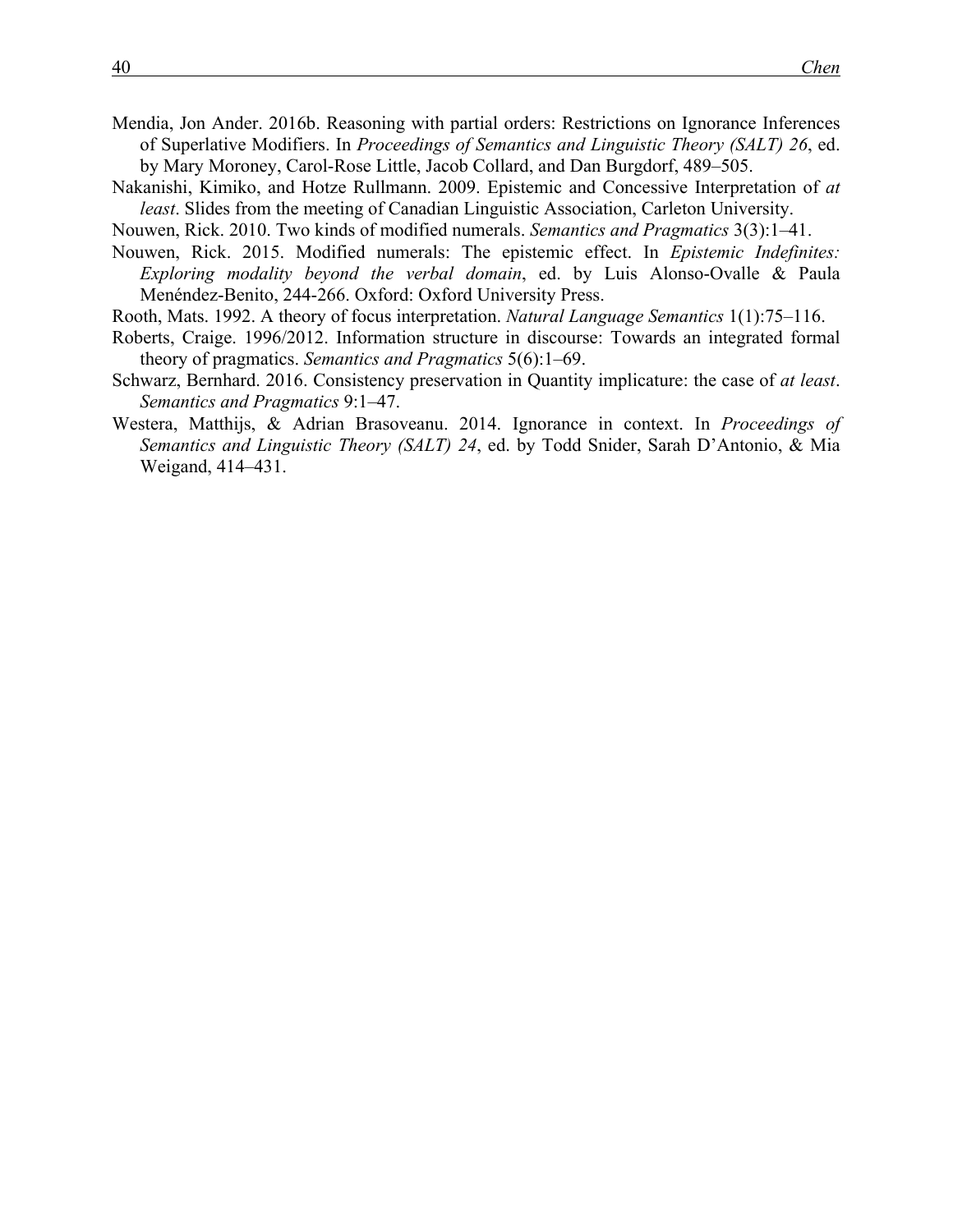Mendia, Jon Ander. 2016b. Reasoning with partial orders: Restrictions on Ignorance Inferences of Superlative Modifiers. In *Proceedings of Semantics and Linguistic Theory (SALT) 26*, ed. by Mary Moroney, Carol-Rose Little, Jacob Collard, and Dan Burgdorf, 489–505.

Nakanishi, Kimiko, and Hotze Rullmann. 2009. Epistemic and Concessive Interpretation of *at least*. Slides from the meeting of Canadian Linguistic Association, Carleton University.

Nouwen, Rick. 2010. Two kinds of modified numerals. *Semantics and Pragmatics* 3(3):1–41.

Nouwen, Rick. 2015. Modified numerals: The epistemic effect. In *Epistemic Indefinites: Exploring modality beyond the verbal domain*, ed. by Luis Alonso-Ovalle & Paula Menéndez-Benito, 244-266. Oxford: Oxford University Press.

Rooth, Mats. 1992. A theory of focus interpretation. *Natural Language Semantics* 1(1):75–116.

Roberts, Craige. 1996/2012. Information structure in discourse: Towards an integrated formal theory of pragmatics. *Semantics and Pragmatics* 5(6):1–69.

Schwarz, Bernhard. 2016. Consistency preservation in Quantity implicature: the case of *at least*. *Semantics and Pragmatics* 9:1–47.

Westera, Matthijs, & Adrian Brasoveanu. 2014. Ignorance in context. In *Proceedings of Semantics and Linguistic Theory (SALT) 24*, ed. by Todd Snider, Sarah D'Antonio, & Mia Weigand, 414–431.